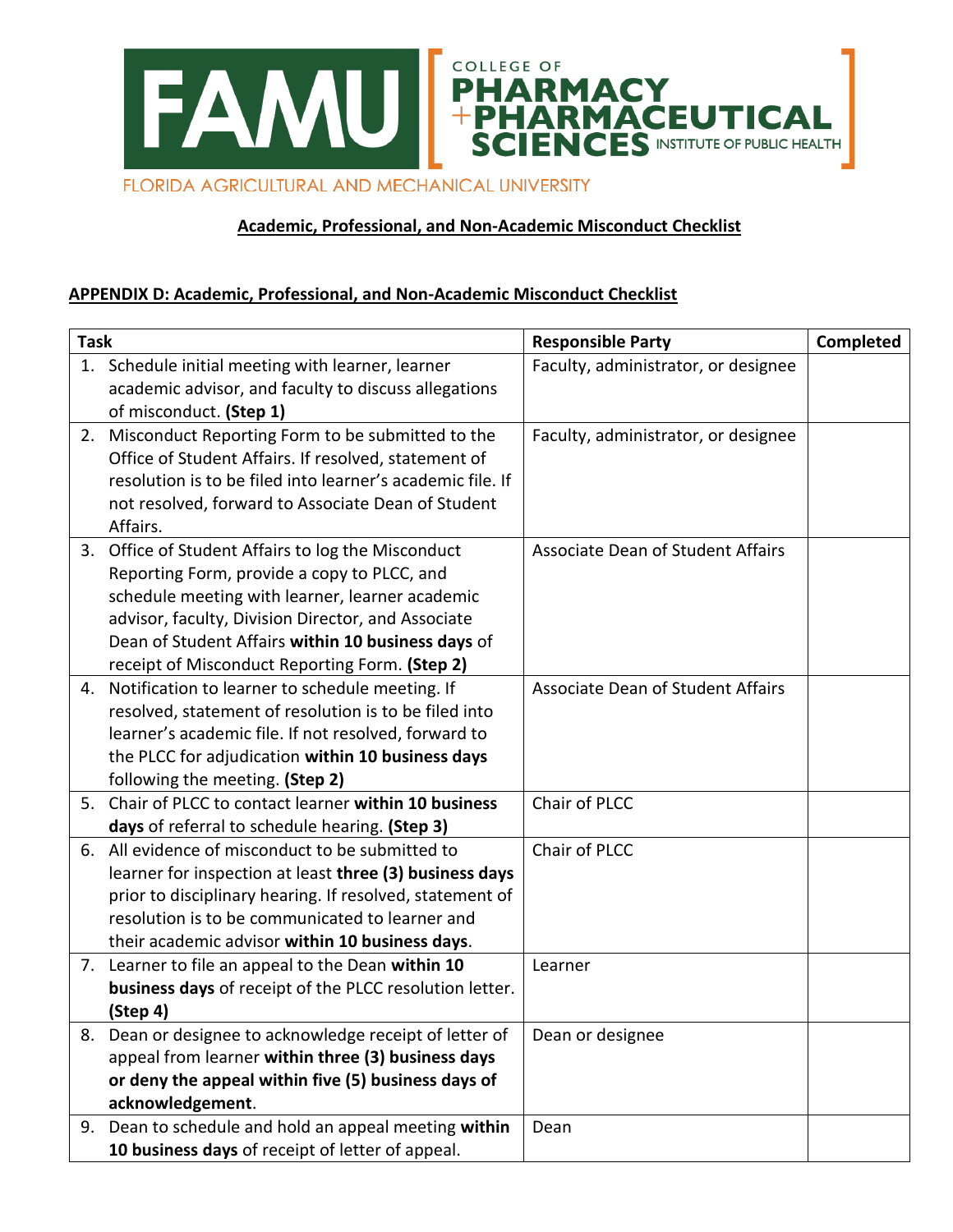FLORIDA AGRICULTURAL AND MECHANICAL UNIVERSITY

COLLEGE OF PHARMACY + PHARMACEUTICAL SCIENCES INSTITUTE OF PUBLIC HEALTH

**Academic, Professional, and Non-Academic Misconduct Checklist**

## APPENDIX D: Academic, Professional, and Non-Academic Misconduct Checklist

| Task | Responsible Party | Completed |
|---|---|---|
| 1. Schedule initial meeting with learner, learner academic advisor, and faculty to discuss allegations of misconduct. **(Step 1)** | Faculty, administrator, or designee | |
| 2. Misconduct Reporting Form to be submitted to the Office of Student Affairs. If resolved, statement of resolution is to be filed into learner's academic file. If not resolved, forward to Associate Dean of Student Affairs. | Faculty, administrator, or designee | |
| 3. Office of Student Affairs to log the Misconduct Reporting Form, provide a copy to PLCC, and schedule meeting with learner, learner academic advisor, faculty, Division Director, and Associate Dean of Student Affairs **within 10 business days** of receipt of Misconduct Reporting Form. **(Step 2)** | Associate Dean of Student Affairs | |
| 4. Notification to learner to schedule meeting. If resolved, statement of resolution is to be filed into learner's academic file. If not resolved, forward to the PLCC for adjudication **within 10 business days** following the meeting. **(Step 2)** | Associate Dean of Student Affairs | |
| 5. Chair of PLCC to contact learner **within 10 business days** of referral to schedule hearing. **(Step 3)** | Chair of PLCC | |
| 6. All evidence of misconduct to be submitted to learner for inspection at least **three (3) business days** prior to disciplinary hearing. If resolved, statement of resolution is to be communicated to learner and their academic advisor **within 10 business days**. | Chair of PLCC | |
| 7. Learner to file an appeal to the Dean **within 10 business days** of receipt of the PLCC resolution letter. **(Step 4)** | Learner | |
| 8. Dean or designee to acknowledge receipt of letter of appeal from learner **within three (3) business days or deny the appeal within five (5) business days of acknowledgement**. | Dean or designee | |
| 9. Dean to schedule and hold an appeal meeting **within 10 business days** of receipt of letter of appeal. | Dean | |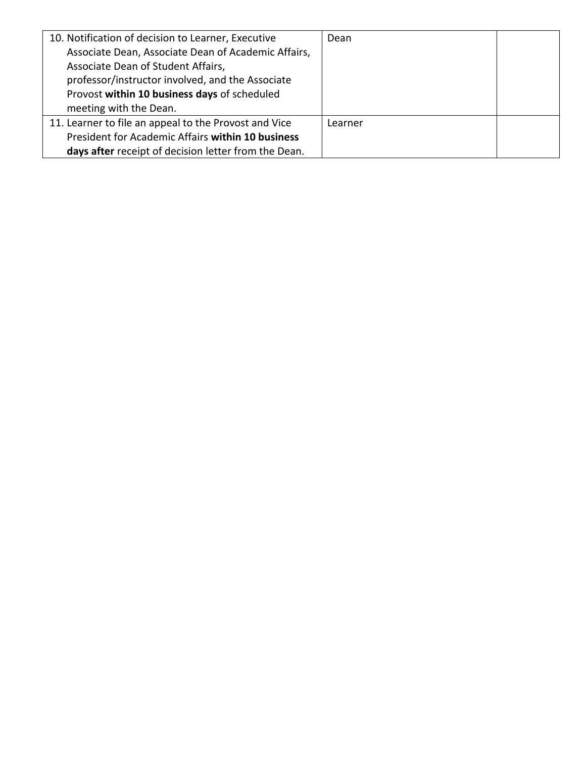| | | |
|---|---|---|
| 10. Notification of decision to Learner, Executive Associate Dean, Associate Dean of Academic Affairs, Associate Dean of Student Affairs, professor/instructor involved, and the Associate Provost **within 10 business days** of scheduled meeting with the Dean. | Dean | |
| 11. Learner to file an appeal to the Provost and Vice President for Academic Affairs **within 10 business days after** receipt of decision letter from the Dean. | Learner | |